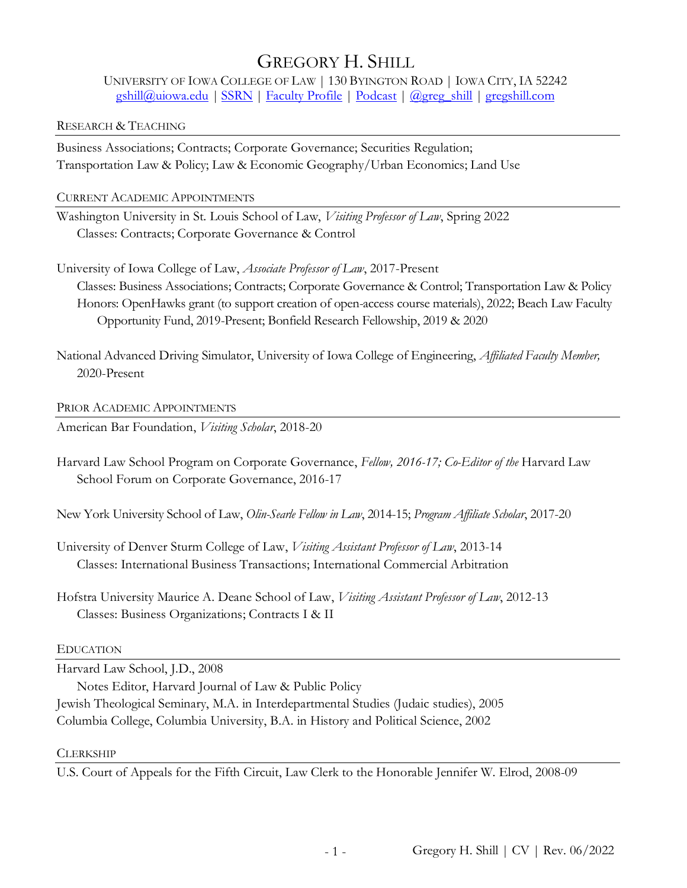# Gregory H. Shill

University of Iowa College of Law | 130 Byington Road | Iowa City, IA 52242

gshill@uiowa.edu | SSRN | Faculty Profile | Podcast | @greg_shill | gregshill.com

## Research & Teaching

Business Associations; Contracts; Corporate Governance; Securities Regulation; Transportation Law & Policy; Law & Economic Geography/Urban Economics; Land Use

## Current Academic Appointments

Washington University in St. Louis School of Law, *Visiting Professor of Law*, Spring 2022
- Classes: Contracts; Corporate Governance & Control

University of Iowa College of Law, *Associate Professor of Law*, 2017-Present
- Classes: Business Associations; Contracts; Corporate Governance & Control; Transportation Law & Policy
- Honors: OpenHawks grant (to support creation of open-access course materials), 2022; Beach Law Faculty Opportunity Fund, 2019-Present; Bonfield Research Fellowship, 2019 & 2020

National Advanced Driving Simulator, University of Iowa College of Engineering, *Affiliated Faculty Member,* 2020-Present

## Prior Academic Appointments

American Bar Foundation, *Visiting Scholar*, 2018-20

Harvard Law School Program on Corporate Governance, *Fellow, 2016-17; Co-Editor of the* Harvard Law School Forum on Corporate Governance, 2016-17

New York University School of Law, *Olin-Searle Fellow in Law*, 2014-15; *Program Affiliate Scholar*, 2017-20

University of Denver Sturm College of Law, *Visiting Assistant Professor of Law*, 2013-14
- Classes: International Business Transactions; International Commercial Arbitration

Hofstra University Maurice A. Deane School of Law, *Visiting Assistant Professor of Law*, 2012-13
- Classes: Business Organizations; Contracts I & II

## Education

Harvard Law School, J.D., 2008
- Notes Editor, Harvard Journal of Law & Public Policy

Jewish Theological Seminary, M.A. in Interdepartmental Studies (Judaic studies), 2005

Columbia College, Columbia University, B.A. in History and Political Science, 2002

## Clerkship

U.S. Court of Appeals for the Fifth Circuit, Law Clerk to the Honorable Jennifer W. Elrod, 2008-09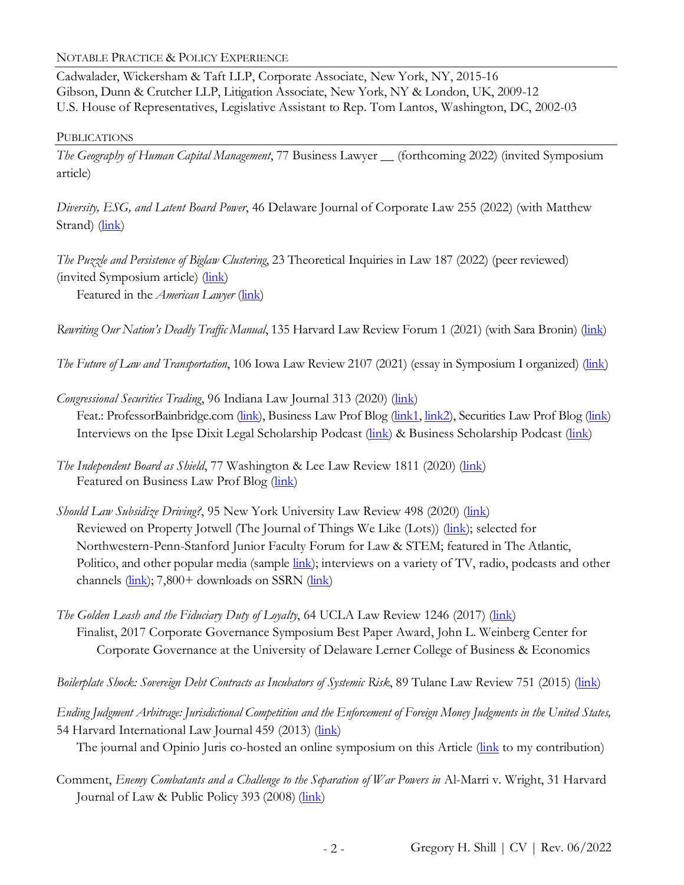## Notable Practice & Policy Experience

Cadwalader, Wickersham & Taft LLP, Corporate Associate, New York, NY, 2015-16
Gibson, Dunn & Crutcher LLP, Litigation Associate, New York, NY & London, UK, 2009-12
U.S. House of Representatives, Legislative Assistant to Rep. Tom Lantos, Washington, DC, 2002-03

## Publications

*The Geography of Human Capital Management*, 77 Business Lawyer __ (forthcoming 2022) (invited Symposium article)

*Diversity, ESG, and Latent Board Power*, 46 Delaware Journal of Corporate Law 255 (2022) (with Matthew Strand) (link)

*The Puzzle and Persistence of Biglaw Clustering*, 23 Theoretical Inquiries in Law 187 (2022) (peer reviewed) (invited Symposium article) (link)
  Featured in the *American Lawyer* (link)

*Rewriting Our Nation's Deadly Traffic Manual*, 135 Harvard Law Review Forum 1 (2021) (with Sara Bronin) (link)

*The Future of Law and Transportation*, 106 Iowa Law Review 2107 (2021) (essay in Symposium I organized) (link)

*Congressional Securities Trading*, 96 Indiana Law Journal 313 (2020) (link)
  Feat.: ProfessorBainbridge.com (link), Business Law Prof Blog (link1, link2), Securities Law Prof Blog (link)
  Interviews on the Ipse Dixit Legal Scholarship Podcast (link) & Business Scholarship Podcast (link)

*The Independent Board as Shield*, 77 Washington & Lee Law Review 1811 (2020) (link)
  Featured on Business Law Prof Blog (link)

*Should Law Subsidize Driving?*, 95 New York University Law Review 498 (2020) (link)
  Reviewed on Property Jotwell (The Journal of Things We Like (Lots)) (link); selected for Northwestern-Penn-Stanford Junior Faculty Forum for Law & STEM; featured in The Atlantic, Politico, and other popular media (sample link); interviews on a variety of TV, radio, podcasts and other channels (link); 7,800+ downloads on SSRN (link)

*The Golden Leash and the Fiduciary Duty of Loyalty*, 64 UCLA Law Review 1246 (2017) (link)
  Finalist, 2017 Corporate Governance Symposium Best Paper Award, John L. Weinberg Center for Corporate Governance at the University of Delaware Lerner College of Business & Economics

*Boilerplate Shock: Sovereign Debt Contracts as Incubators of Systemic Risk*, 89 Tulane Law Review 751 (2015) (link)

*Ending Judgment Arbitrage: Jurisdictional Competition and the Enforcement of Foreign Money Judgments in the United States,* 54 Harvard International Law Journal 459 (2013) (link)
  The journal and Opinio Juris co-hosted an online symposium on this Article (link to my contribution)

Comment, *Enemy Combatants and a Challenge to the Separation of War Powers in* Al-Marri v. Wright, 31 Harvard Journal of Law & Public Policy 393 (2008) (link)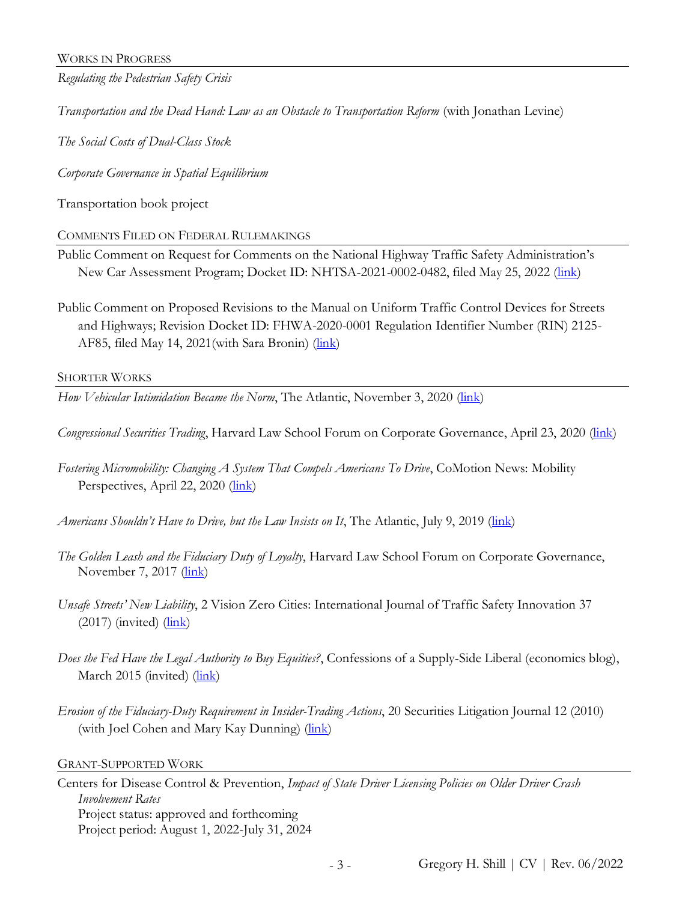## Works in Progress

*Regulating the Pedestrian Safety Crisis*

*Transportation and the Dead Hand: Law as an Obstacle to Transportation Reform* (with Jonathan Levine)

*The Social Costs of Dual-Class Stock*

*Corporate Governance in Spatial Equilibrium*

Transportation book project

## Comments Filed on Federal Rulemakings

Public Comment on Request for Comments on the National Highway Traffic Safety Administration's New Car Assessment Program; Docket ID: NHTSA-2021-0002-0482, filed May 25, 2022 (link)

Public Comment on Proposed Revisions to the Manual on Uniform Traffic Control Devices for Streets and Highways; Revision Docket ID: FHWA-2020-0001 Regulation Identifier Number (RIN) 2125-AF85, filed May 14, 2021(with Sara Bronin) (link)

## Shorter Works

*How Vehicular Intimidation Became the Norm*, The Atlantic, November 3, 2020 (link)

*Congressional Securities Trading*, Harvard Law School Forum on Corporate Governance, April 23, 2020 (link)

*Fostering Micromobility: Changing A System That Compels Americans To Drive*, CoMotion News: Mobility Perspectives, April 22, 2020 (link)

*Americans Shouldn't Have to Drive, but the Law Insists on It*, The Atlantic, July 9, 2019 (link)

*The Golden Leash and the Fiduciary Duty of Loyalty*, Harvard Law School Forum on Corporate Governance, November 7, 2017 (link)

*Unsafe Streets' New Liability*, 2 Vision Zero Cities: International Journal of Traffic Safety Innovation 37 (2017) (invited) (link)

*Does the Fed Have the Legal Authority to Buy Equities?*, Confessions of a Supply-Side Liberal (economics blog), March 2015 (invited) (link)

*Erosion of the Fiduciary-Duty Requirement in Insider-Trading Actions*, 20 Securities Litigation Journal 12 (2010) (with Joel Cohen and Mary Kay Dunning) (link)

## Grant-Supported Work

Centers for Disease Control & Prevention, *Impact of State Driver Licensing Policies on Older Driver Crash Involvement Rates*
Project status: approved and forthcoming
Project period: August 1, 2022-July 31, 2024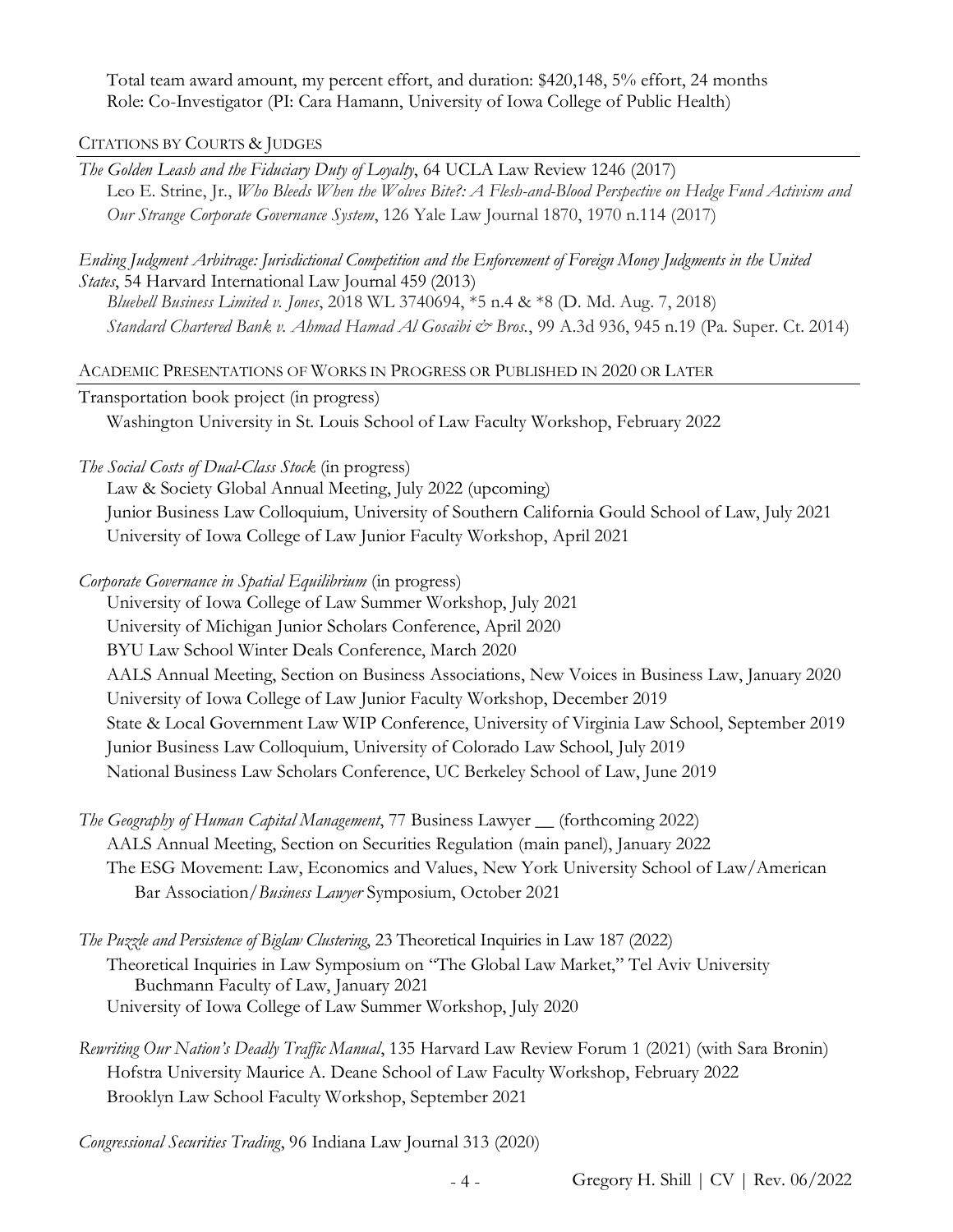Total team award amount, my percent effort, and duration: $420,148, 5% effort, 24 months
Role: Co-Investigator (PI: Cara Hamann, University of Iowa College of Public Health)

## CITATIONS BY COURTS & JUDGES

*The Golden Leash and the Fiduciary Duty of Loyalty*, 64 UCLA Law Review 1246 (2017)
Leo E. Strine, Jr., *Who Bleeds When the Wolves Bite?: A Flesh-and-Blood Perspective on Hedge Fund Activism and Our Strange Corporate Governance System*, 126 Yale Law Journal 1870, 1970 n.114 (2017)

*Ending Judgment Arbitrage: Jurisdictional Competition and the Enforcement of Foreign Money Judgments in the United States*, 54 Harvard International Law Journal 459 (2013)
*Bluebell Business Limited v. Jones*, 2018 WL 3740694, *5 n.4 & *8 (D. Md. Aug. 7, 2018)
*Standard Chartered Bank v. Ahmad Hamad Al Gosaibi & Bros.*, 99 A.3d 936, 945 n.19 (Pa. Super. Ct. 2014)

## ACADEMIC PRESENTATIONS OF WORKS IN PROGRESS OR PUBLISHED IN 2020 OR LATER

Transportation book project (in progress)
Washington University in St. Louis School of Law Faculty Workshop, February 2022

*The Social Costs of Dual-Class Stock* (in progress)
Law & Society Global Annual Meeting, July 2022 (upcoming)
Junior Business Law Colloquium, University of Southern California Gould School of Law, July 2021
University of Iowa College of Law Junior Faculty Workshop, April 2021

*Corporate Governance in Spatial Equilibrium* (in progress)
University of Iowa College of Law Summer Workshop, July 2021
University of Michigan Junior Scholars Conference, April 2020
BYU Law School Winter Deals Conference, March 2020
AALS Annual Meeting, Section on Business Associations, New Voices in Business Law, January 2020
University of Iowa College of Law Junior Faculty Workshop, December 2019
State & Local Government Law WIP Conference, University of Virginia Law School, September 2019
Junior Business Law Colloquium, University of Colorado Law School, July 2019
National Business Law Scholars Conference, UC Berkeley School of Law, June 2019

*The Geography of Human Capital Management*, 77 Business Lawyer __ (forthcoming 2022)
AALS Annual Meeting, Section on Securities Regulation (main panel), January 2022
The ESG Movement: Law, Economics and Values, New York University School of Law/American Bar Association/*Business Lawyer* Symposium, October 2021

*The Puzzle and Persistence of Biglaw Clustering*, 23 Theoretical Inquiries in Law 187 (2022)
Theoretical Inquiries in Law Symposium on "The Global Law Market," Tel Aviv University Buchmann Faculty of Law, January 2021
University of Iowa College of Law Summer Workshop, July 2020

*Rewriting Our Nation's Deadly Traffic Manual*, 135 Harvard Law Review Forum 1 (2021) (with Sara Bronin)
Hofstra University Maurice A. Deane School of Law Faculty Workshop, February 2022
Brooklyn Law School Faculty Workshop, September 2021

*Congressional Securities Trading*, 96 Indiana Law Journal 313 (2020)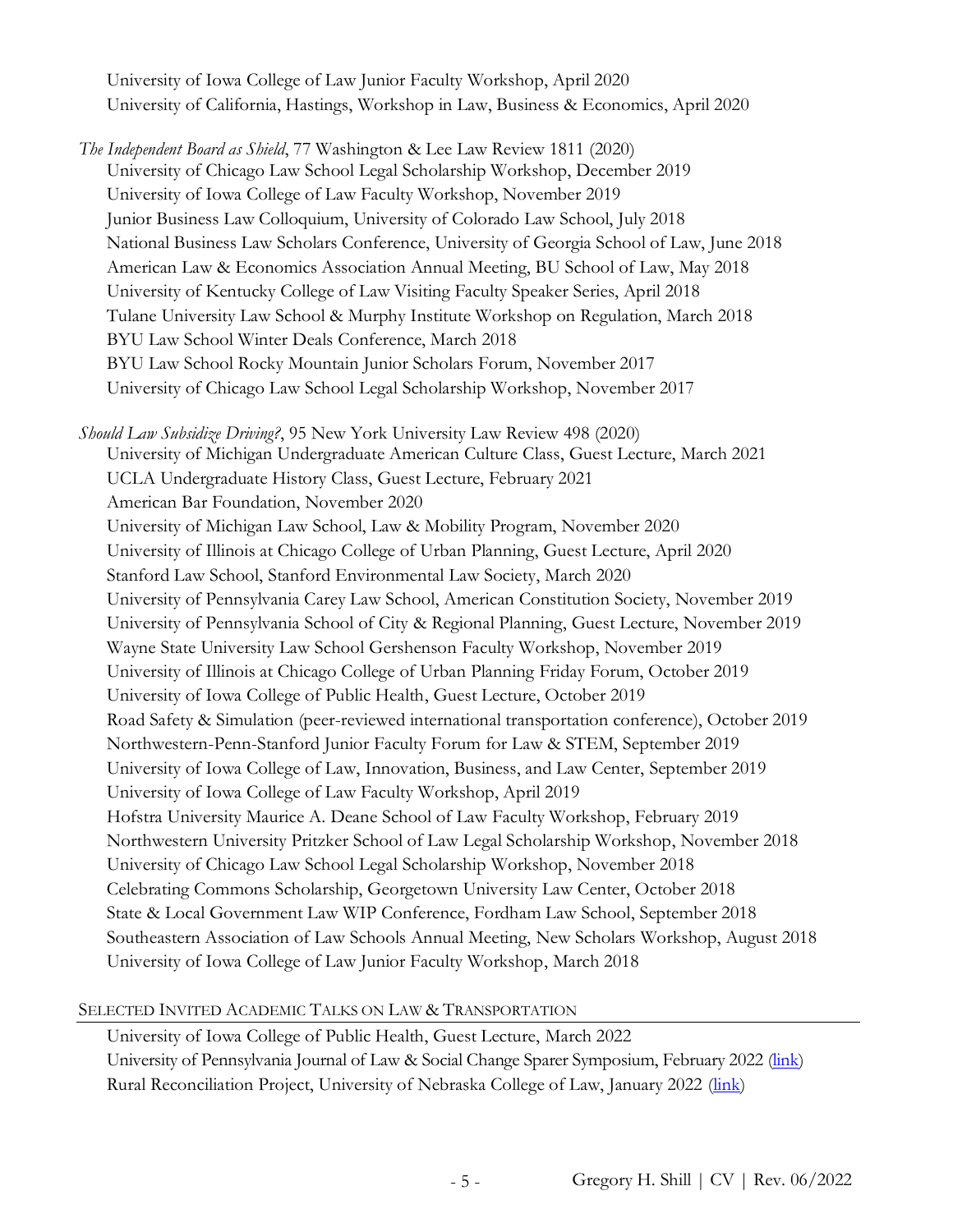University of Iowa College of Law Junior Faculty Workshop, April 2020
University of California, Hastings, Workshop in Law, Business & Economics, April 2020

*The Independent Board as Shield*, 77 Washington & Lee Law Review 1811 (2020)
University of Chicago Law School Legal Scholarship Workshop, December 2019
University of Iowa College of Law Faculty Workshop, November 2019
Junior Business Law Colloquium, University of Colorado Law School, July 2018
National Business Law Scholars Conference, University of Georgia School of Law, June 2018
American Law & Economics Association Annual Meeting, BU School of Law, May 2018
University of Kentucky College of Law Visiting Faculty Speaker Series, April 2018
Tulane University Law School & Murphy Institute Workshop on Regulation, March 2018
BYU Law School Winter Deals Conference, March 2018
BYU Law School Rocky Mountain Junior Scholars Forum, November 2017
University of Chicago Law School Legal Scholarship Workshop, November 2017

*Should Law Subsidize Driving?*, 95 New York University Law Review 498 (2020)
University of Michigan Undergraduate American Culture Class, Guest Lecture, March 2021
UCLA Undergraduate History Class, Guest Lecture, February 2021
American Bar Foundation, November 2020
University of Michigan Law School, Law & Mobility Program, November 2020
University of Illinois at Chicago College of Urban Planning, Guest Lecture, April 2020
Stanford Law School, Stanford Environmental Law Society, March 2020
University of Pennsylvania Carey Law School, American Constitution Society, November 2019
University of Pennsylvania School of City & Regional Planning, Guest Lecture, November 2019
Wayne State University Law School Gershenson Faculty Workshop, November 2019
University of Illinois at Chicago College of Urban Planning Friday Forum, October 2019
University of Iowa College of Public Health, Guest Lecture, October 2019
Road Safety & Simulation (peer-reviewed international transportation conference), October 2019
Northwestern-Penn-Stanford Junior Faculty Forum for Law & STEM, September 2019
University of Iowa College of Law, Innovation, Business, and Law Center, September 2019
University of Iowa College of Law Faculty Workshop, April 2019
Hofstra University Maurice A. Deane School of Law Faculty Workshop, February 2019
Northwestern University Pritzker School of Law Legal Scholarship Workshop, November 2018
University of Chicago Law School Legal Scholarship Workshop, November 2018
Celebrating Commons Scholarship, Georgetown University Law Center, October 2018
State & Local Government Law WIP Conference, Fordham Law School, September 2018
Southeastern Association of Law Schools Annual Meeting, New Scholars Workshop, August 2018
University of Iowa College of Law Junior Faculty Workshop, March 2018

## Selected Invited Academic Talks on Law & Transportation

University of Iowa College of Public Health, Guest Lecture, March 2022
University of Pennsylvania Journal of Law & Social Change Sparer Symposium, February 2022 (link)
Rural Reconciliation Project, University of Nebraska College of Law, January 2022 (link)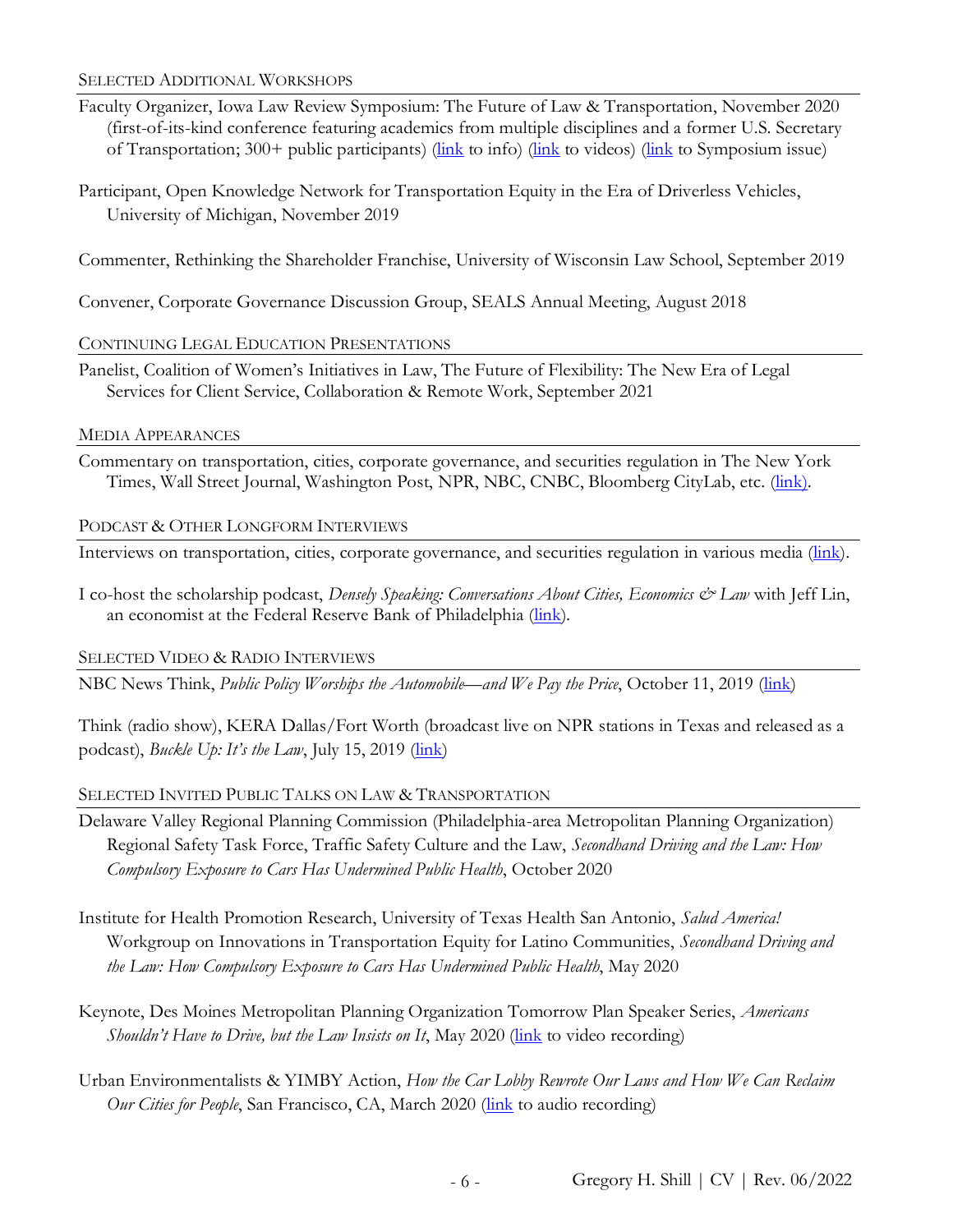### Selected Additional Workshops

Faculty Organizer, Iowa Law Review Symposium: The Future of Law & Transportation, November 2020 (first-of-its-kind conference featuring academics from multiple disciplines and a former U.S. Secretary of Transportation; 300+ public participants) (link to info) (link to videos) (link to Symposium issue)

Participant, Open Knowledge Network for Transportation Equity in the Era of Driverless Vehicles, University of Michigan, November 2019

Commenter, Rethinking the Shareholder Franchise, University of Wisconsin Law School, September 2019

Convener, Corporate Governance Discussion Group, SEALS Annual Meeting, August 2018

### Continuing Legal Education Presentations

Panelist, Coalition of Women's Initiatives in Law, The Future of Flexibility: The New Era of Legal Services for Client Service, Collaboration & Remote Work, September 2021

### Media Appearances

Commentary on transportation, cities, corporate governance, and securities regulation in The New York Times, Wall Street Journal, Washington Post, NPR, NBC, CNBC, Bloomberg CityLab, etc. (link).

### Podcast & Other Longform Interviews

Interviews on transportation, cities, corporate governance, and securities regulation in various media (link).

I co-host the scholarship podcast, *Densely Speaking: Conversations About Cities, Economics & Law* with Jeff Lin, an economist at the Federal Reserve Bank of Philadelphia (link).

### Selected Video & Radio Interviews

NBC News Think, *Public Policy Worships the Automobile—and We Pay the Price*, October 11, 2019 (link)

Think (radio show), KERA Dallas/Fort Worth (broadcast live on NPR stations in Texas and released as a podcast), *Buckle Up: It's the Law*, July 15, 2019 (link)

### Selected Invited Public Talks on Law & Transportation

Delaware Valley Regional Planning Commission (Philadelphia-area Metropolitan Planning Organization) Regional Safety Task Force, Traffic Safety Culture and the Law, *Secondhand Driving and the Law: How Compulsory Exposure to Cars Has Undermined Public Health*, October 2020

Institute for Health Promotion Research, University of Texas Health San Antonio, *Salud America!* Workgroup on Innovations in Transportation Equity for Latino Communities, *Secondhand Driving and the Law: How Compulsory Exposure to Cars Has Undermined Public Health*, May 2020

Keynote, Des Moines Metropolitan Planning Organization Tomorrow Plan Speaker Series, *Americans Shouldn't Have to Drive, but the Law Insists on It*, May 2020 (link to video recording)

Urban Environmentalists & YIMBY Action, *How the Car Lobby Rewrote Our Laws and How We Can Reclaim Our Cities for People*, San Francisco, CA, March 2020 (link to audio recording)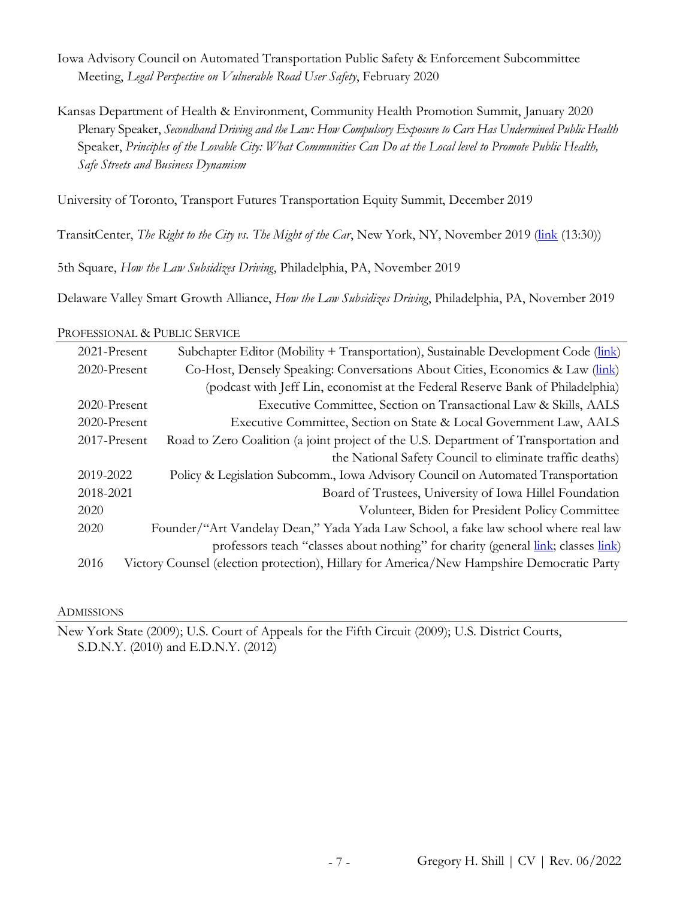Iowa Advisory Council on Automated Transportation Public Safety & Enforcement Subcommittee Meeting, *Legal Perspective on Vulnerable Road User Safety*, February 2020

Kansas Department of Health & Environment, Community Health Promotion Summit, January 2020
Plenary Speaker, *Secondhand Driving and the Law: How Compulsory Exposure to Cars Has Undermined Public Health*
Speaker, *Principles of the Lovable City: What Communities Can Do at the Local level to Promote Public Health, Safe Streets and Business Dynamism*

University of Toronto, Transport Futures Transportation Equity Summit, December 2019

TransitCenter, *The Right to the City vs. The Might of the Car*, New York, NY, November 2019 (link (13:30))

5th Square, *How the Law Subsidizes Driving*, Philadelphia, PA, November 2019

Delaware Valley Smart Growth Alliance, *How the Law Subsidizes Driving*, Philadelphia, PA, November 2019

## Professional & Public Service

| | |
|---|---|
| 2021-Present | Subchapter Editor (Mobility + Transportation), Sustainable Development Code (link) |
| 2020-Present | Co-Host, Densely Speaking: Conversations About Cities, Economics & Law (link) (podcast with Jeff Lin, economist at the Federal Reserve Bank of Philadelphia) |
| 2020-Present | Executive Committee, Section on Transactional Law & Skills, AALS |
| 2020-Present | Executive Committee, Section on State & Local Government Law, AALS |
| 2017-Present | Road to Zero Coalition (a joint project of the U.S. Department of Transportation and the National Safety Council to eliminate traffic deaths) |
| 2019-2022 | Policy & Legislation Subcomm., Iowa Advisory Council on Automated Transportation |
| 2018-2021 | Board of Trustees, University of Iowa Hillel Foundation |
| 2020 | Volunteer, Biden for President Policy Committee |
| 2020 | Founder/"Art Vandelay Dean," Yada Yada Law School, a fake law school where real law professors teach "classes about nothing" for charity (general link; classes link) |
| 2016 | Victory Counsel (election protection), Hillary for America/New Hampshire Democratic Party |

## Admissions

New York State (2009); U.S. Court of Appeals for the Fifth Circuit (2009); U.S. District Courts, S.D.N.Y. (2010) and E.D.N.Y. (2012)